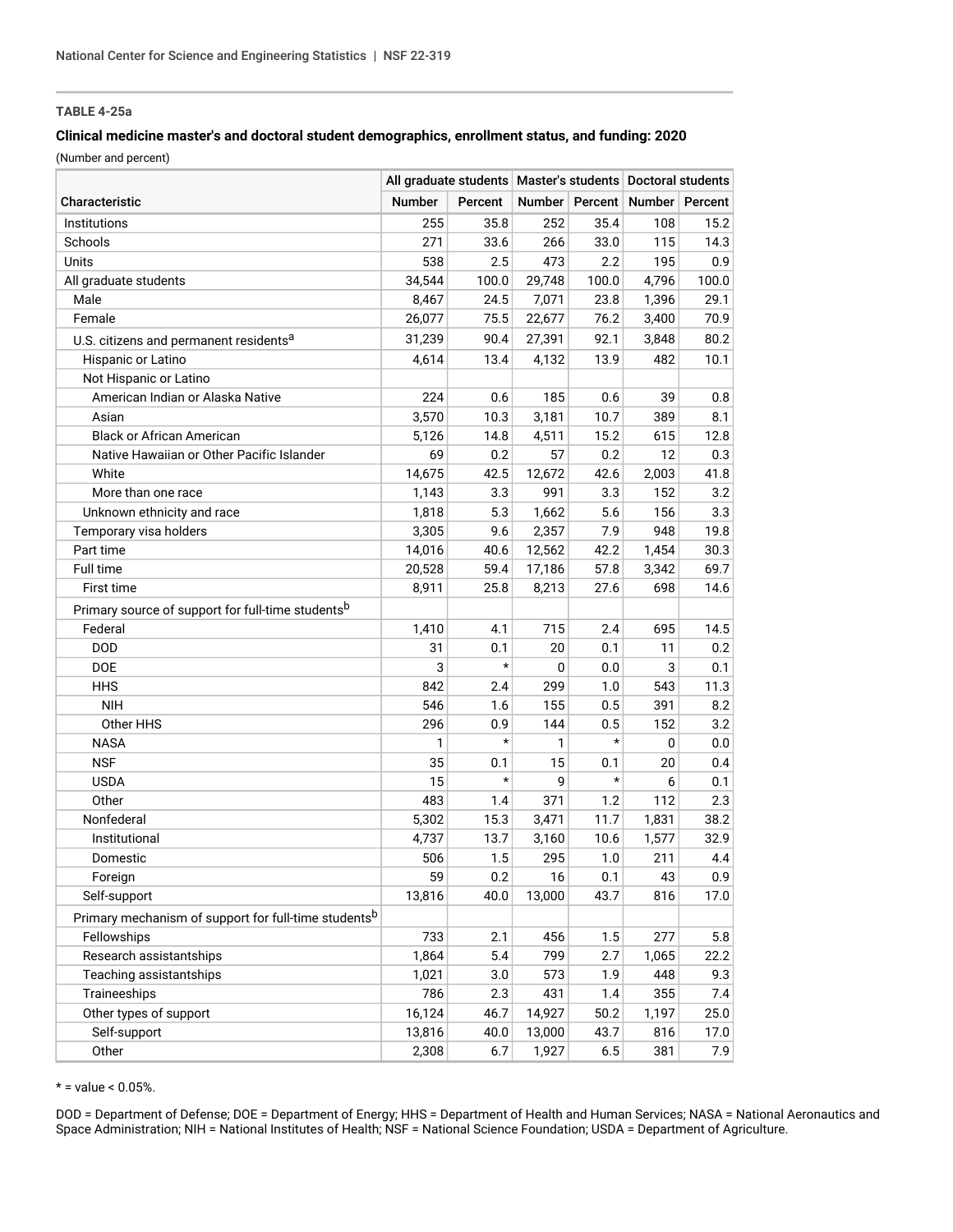TABLE 4-25a

**Clinical medicine master's and doctoral student demographics, enrollment status, and funding: 2020**

(Number and percent)

| Characteristic | All graduate students | | Master's students | | Doctoral students | |
|---|---|---|---|---|---|---|
| | Number | Percent | Number | Percent | Number | Percent |
| Institutions | 255 | 35.8 | 252 | 35.4 | 108 | 15.2 |
| Schools | 271 | 33.6 | 266 | 33.0 | 115 | 14.3 |
| Units | 538 | 2.5 | 473 | 2.2 | 195 | 0.9 |
| All graduate students | 34,544 | 100.0 | 29,748 | 100.0 | 4,796 | 100.0 |
| Male | 8,467 | 24.5 | 7,071 | 23.8 | 1,396 | 29.1 |
| Female | 26,077 | 75.5 | 22,677 | 76.2 | 3,400 | 70.9 |
| U.S. citizens and permanent residents[a] | 31,239 | 90.4 | 27,391 | 92.1 | 3,848 | 80.2 |
| Hispanic or Latino | 4,614 | 13.4 | 4,132 | 13.9 | 482 | 10.1 |
| Not Hispanic or Latino | | | | | | |
| American Indian or Alaska Native | 224 | 0.6 | 185 | 0.6 | 39 | 0.8 |
| Asian | 3,570 | 10.3 | 3,181 | 10.7 | 389 | 8.1 |
| Black or African American | 5,126 | 14.8 | 4,511 | 15.2 | 615 | 12.8 |
| Native Hawaiian or Other Pacific Islander | 69 | 0.2 | 57 | 0.2 | 12 | 0.3 |
| White | 14,675 | 42.5 | 12,672 | 42.6 | 2,003 | 41.8 |
| More than one race | 1,143 | 3.3 | 991 | 3.3 | 152 | 3.2 |
| Unknown ethnicity and race | 1,818 | 5.3 | 1,662 | 5.6 | 156 | 3.3 |
| Temporary visa holders | 3,305 | 9.6 | 2,357 | 7.9 | 948 | 19.8 |
| Part time | 14,016 | 40.6 | 12,562 | 42.2 | 1,454 | 30.3 |
| Full time | 20,528 | 59.4 | 17,186 | 57.8 | 3,342 | 69.7 |
| First time | 8,911 | 25.8 | 8,213 | 27.6 | 698 | 14.6 |
| Primary source of support for full-time students[b] | | | | | | |
| Federal | 1,410 | 4.1 | 715 | 2.4 | 695 | 14.5 |
| DOD | 31 | 0.1 | 20 | 0.1 | 11 | 0.2 |
| DOE | 3 | * | 0 | 0.0 | 3 | 0.1 |
| HHS | 842 | 2.4 | 299 | 1.0 | 543 | 11.3 |
| NIH | 546 | 1.6 | 155 | 0.5 | 391 | 8.2 |
| Other HHS | 296 | 0.9 | 144 | 0.5 | 152 | 3.2 |
| NASA | 1 | * | 1 | * | 0 | 0.0 |
| NSF | 35 | 0.1 | 15 | 0.1 | 20 | 0.4 |
| USDA | 15 | * | 9 | * | 6 | 0.1 |
| Other | 483 | 1.4 | 371 | 1.2 | 112 | 2.3 |
| Nonfederal | 5,302 | 15.3 | 3,471 | 11.7 | 1,831 | 38.2 |
| Institutional | 4,737 | 13.7 | 3,160 | 10.6 | 1,577 | 32.9 |
| Domestic | 506 | 1.5 | 295 | 1.0 | 211 | 4.4 |
| Foreign | 59 | 0.2 | 16 | 0.1 | 43 | 0.9 |
| Self-support | 13,816 | 40.0 | 13,000 | 43.7 | 816 | 17.0 |
| Primary mechanism of support for full-time students[b] | | | | | | |
| Fellowships | 733 | 2.1 | 456 | 1.5 | 277 | 5.8 |
| Research assistantships | 1,864 | 5.4 | 799 | 2.7 | 1,065 | 22.2 |
| Teaching assistantships | 1,021 | 3.0 | 573 | 1.9 | 448 | 9.3 |
| Traineeships | 786 | 2.3 | 431 | 1.4 | 355 | 7.4 |
| Other types of support | 16,124 | 46.7 | 14,927 | 50.2 | 1,197 | 25.0 |
| Self-support | 13,816 | 40.0 | 13,000 | 43.7 | 816 | 17.0 |
| Other | 2,308 | 6.7 | 1,927 | 6.5 | 381 | 7.9 |

* = value < 0.05%.

DOD = Department of Defense; DOE = Department of Energy; HHS = Department of Health and Human Services; NASA = National Aeronautics and Space Administration; NIH = National Institutes of Health; NSF = National Science Foundation; USDA = Department of Agriculture.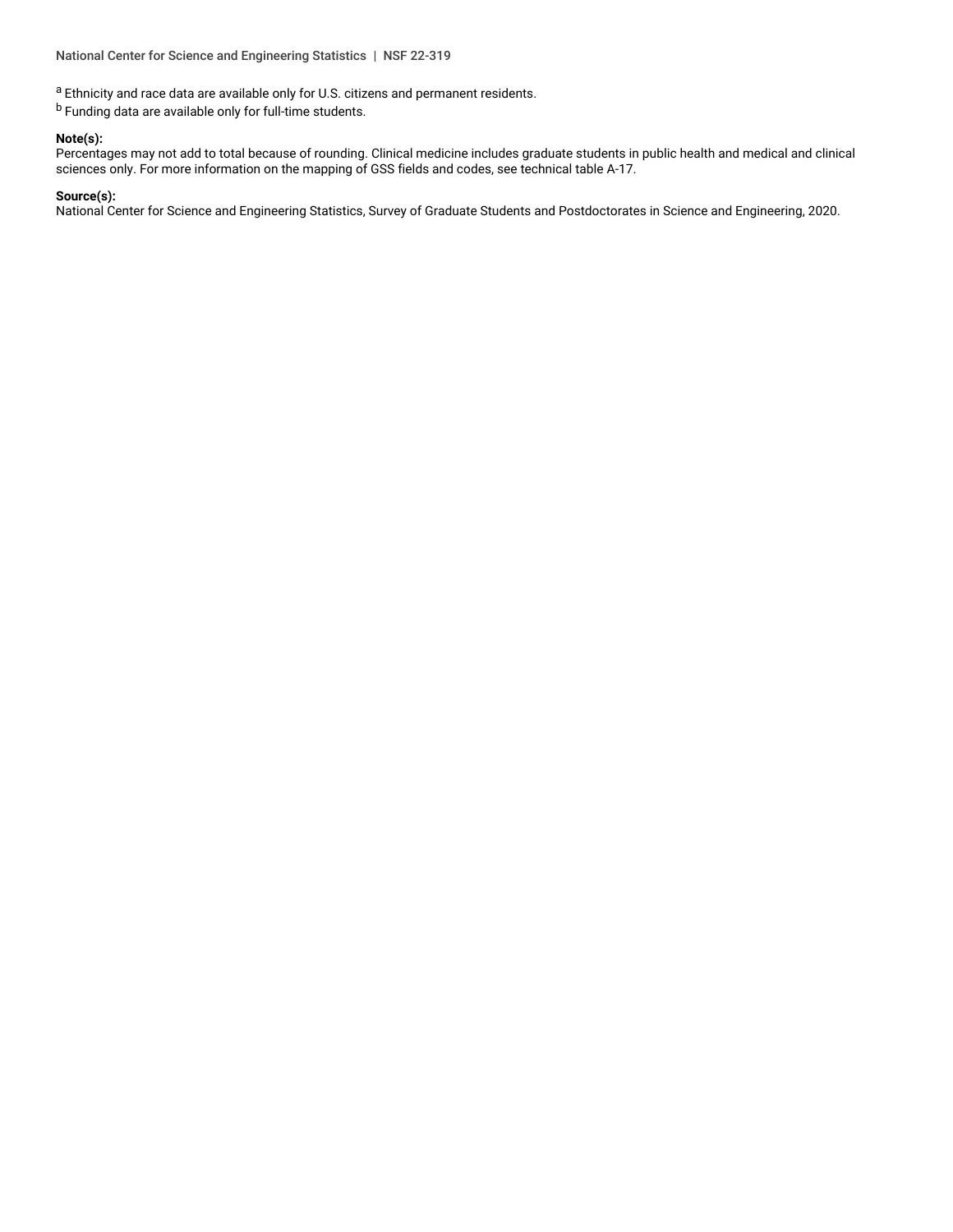[a] Ethnicity and race data are available only for U.S. citizens and permanent residents.

[b] Funding data are available only for full-time students.

**Note(s):**

Percentages may not add to total because of rounding. Clinical medicine includes graduate students in public health and medical and clinical sciences only. For more information on the mapping of GSS fields and codes, see technical table A-17.

**Source(s):**

National Center for Science and Engineering Statistics, Survey of Graduate Students and Postdoctorates in Science and Engineering, 2020.